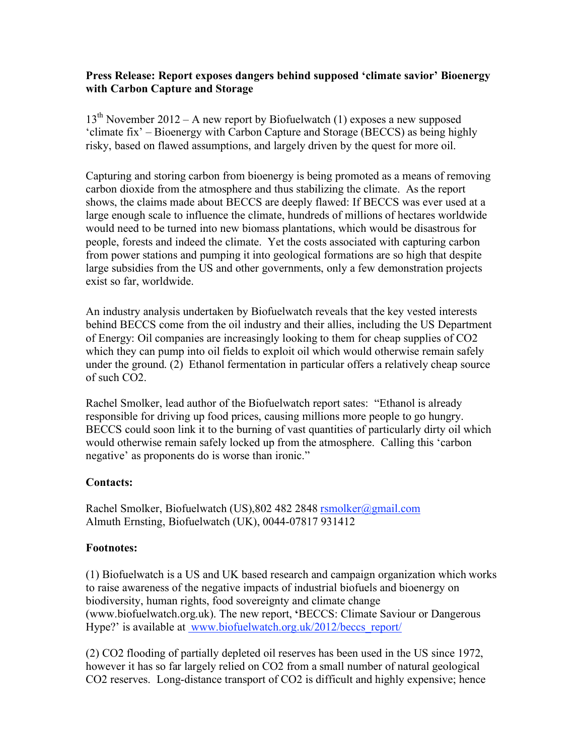**Press Release: Report exposes dangers behind supposed 'climate savior' Bioenergy with Carbon Capture and Storage**

13th November 2012 – A new report by Biofuelwatch (1) exposes a new supposed 'climate fix' – Bioenergy with Carbon Capture and Storage (BECCS) as being highly risky, based on flawed assumptions, and largely driven by the quest for more oil.

Capturing and storing carbon from bioenergy is being promoted as a means of removing carbon dioxide from the atmosphere and thus stabilizing the climate. As the report shows, the claims made about BECCS are deeply flawed: If BECCS was ever used at a large enough scale to influence the climate, hundreds of millions of hectares worldwide would need to be turned into new biomass plantations, which would be disastrous for people, forests and indeed the climate. Yet the costs associated with capturing carbon from power stations and pumping it into geological formations are so high that despite large subsidies from the US and other governments, only a few demonstration projects exist so far, worldwide.

An industry analysis undertaken by Biofuelwatch reveals that the key vested interests behind BECCS come from the oil industry and their allies, including the US Department of Energy: Oil companies are increasingly looking to them for cheap supplies of $CO_2$ which they can pump into oil fields to exploit oil which would otherwise remain safely under the ground. (2) Ethanol fermentation in particular offers a relatively cheap source of such $CO_2$.

Rachel Smolker, lead author of the Biofuelwatch report sates: "Ethanol is already responsible for driving up food prices, causing millions more people to go hungry. BECCS could soon link it to the burning of vast quantities of particularly dirty oil which would otherwise remain safely locked up from the atmosphere. Calling this 'carbon negative' as proponents do is worse than ironic."

**Contacts:**

Rachel Smolker, Biofuelwatch (US),802 482 2848 rsmolker@gmail.com
Almuth Ernsting, Biofuelwatch (UK), 0044-07817 931412

**Footnotes:**

(1) Biofuelwatch is a US and UK based research and campaign organization which works to raise awareness of the negative impacts of industrial biofuels and bioenergy on biodiversity, human rights, food sovereignty and climate change (www.biofuelwatch.org.uk). The new report, **'**BECCS: Climate Saviour or Dangerous Hype?' is available at www.biofuelwatch.org.uk/2012/beccs_report/

(2) $CO_2$ flooding of partially depleted oil reserves has been used in the US since 1972, however it has so far largely relied on $CO_2$ from a small number of natural geological $CO_2$ reserves. Long-distance transport of $CO_2$ is difficult and highly expensive; hence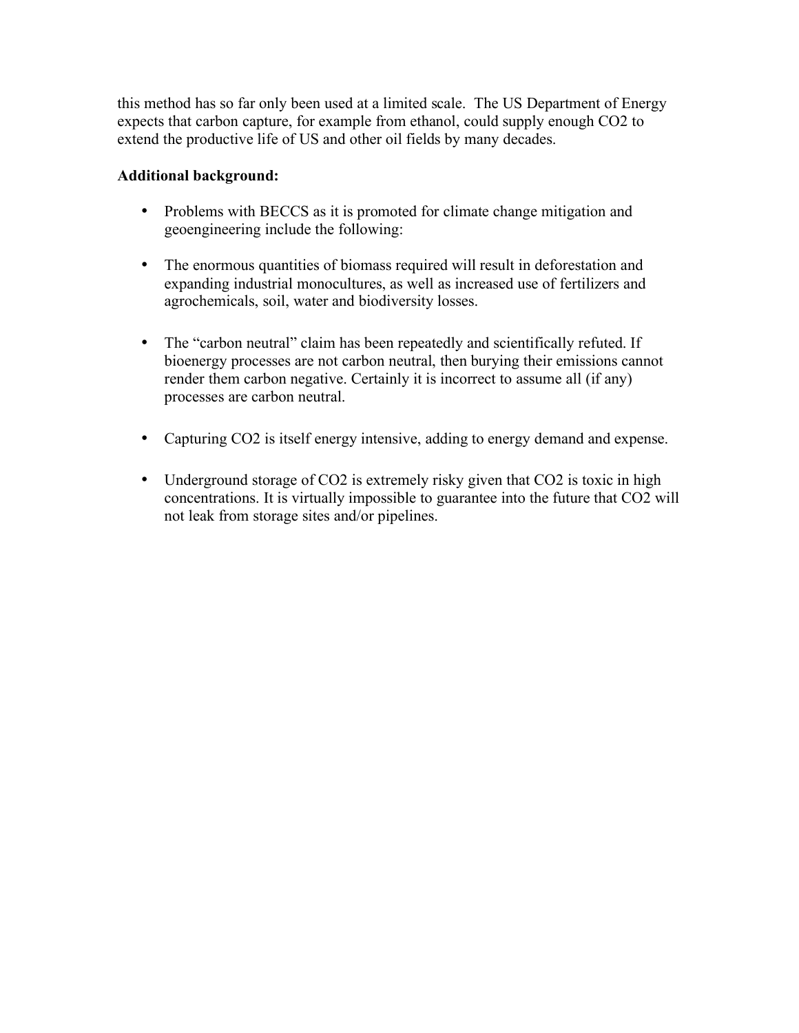this method has so far only been used at a limited scale. The US Department of Energy expects that carbon capture, for example from ethanol, could supply enough $CO_2$ to extend the productive life of US and other oil fields by many decades.

**Additional background:**

- Problems with BECCS as it is promoted for climate change mitigation and geoengineering include the following:

- The enormous quantities of biomass required will result in deforestation and expanding industrial monocultures, as well as increased use of fertilizers and agrochemicals, soil, water and biodiversity losses.

- The "carbon neutral" claim has been repeatedly and scientifically refuted. If bioenergy processes are not carbon neutral, then burying their emissions cannot render them carbon negative. Certainly it is incorrect to assume all (if any) processes are carbon neutral.

- Capturing $CO_2$ is itself energy intensive, adding to energy demand and expense.

- Underground storage of $CO_2$ is extremely risky given that $CO_2$ is toxic in high concentrations. It is virtually impossible to guarantee into the future that $CO_2$ will not leak from storage sites and/or pipelines.